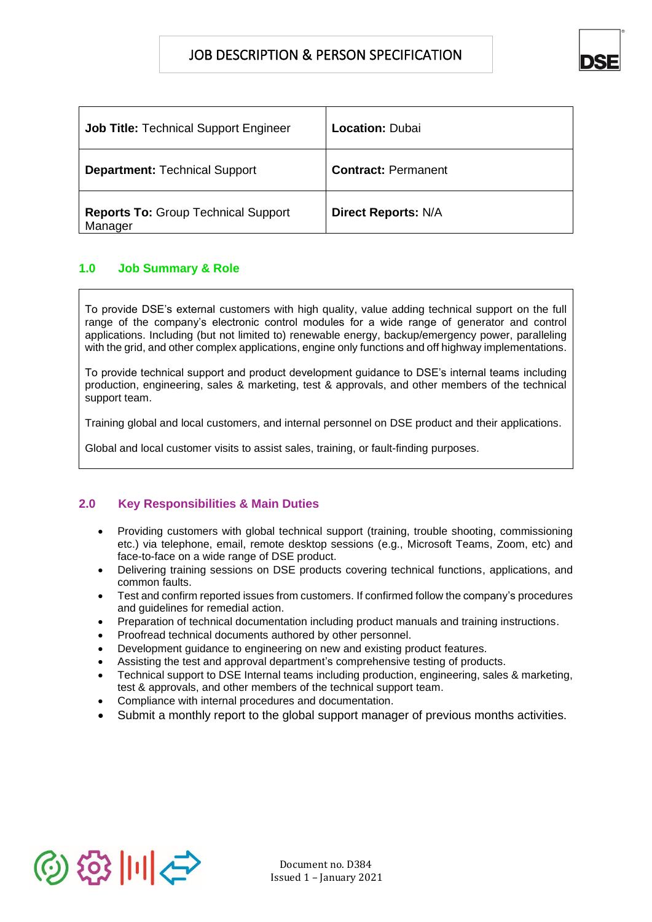# JOB DESCRIPTION & PERSON SPECIFICATION

| **Job Title:** Technical Support Engineer | **Location:** Dubai |
|---|---|
| **Department:** Technical Support | **Contract:** Permanent |
| **Reports To:** Group Technical Support Manager | **Direct Reports:** N/A |

## 1.0 Job Summary & Role

To provide DSE's external customers with high quality, value adding technical support on the full range of the company's electronic control modules for a wide range of generator and control applications. Including (but not limited to) renewable energy, backup/emergency power, paralleling with the grid, and other complex applications, engine only functions and off highway implementations.

To provide technical support and product development guidance to DSE's internal teams including production, engineering, sales & marketing, test & approvals, and other members of the technical support team.

Training global and local customers, and internal personnel on DSE product and their applications.

Global and local customer visits to assist sales, training, or fault-finding purposes.

## 2.0 Key Responsibilities & Main Duties

- Providing customers with global technical support (training, trouble shooting, commissioning etc.) via telephone, email, remote desktop sessions (e.g., Microsoft Teams, Zoom, etc) and face-to-face on a wide range of DSE product.
- Delivering training sessions on DSE products covering technical functions, applications, and common faults.
- Test and confirm reported issues from customers. If confirmed follow the company's procedures and guidelines for remedial action.
- Preparation of technical documentation including product manuals and training instructions.
- Proofread technical documents authored by other personnel.
- Development guidance to engineering on new and existing product features.
- Assisting the test and approval department's comprehensive testing of products.
- Technical support to DSE Internal teams including production, engineering, sales & marketing, test & approvals, and other members of the technical support team.
- Compliance with internal procedures and documentation.
- Submit a monthly report to the global support manager of previous months activities.

Document no. D384
Issued 1 – January 2021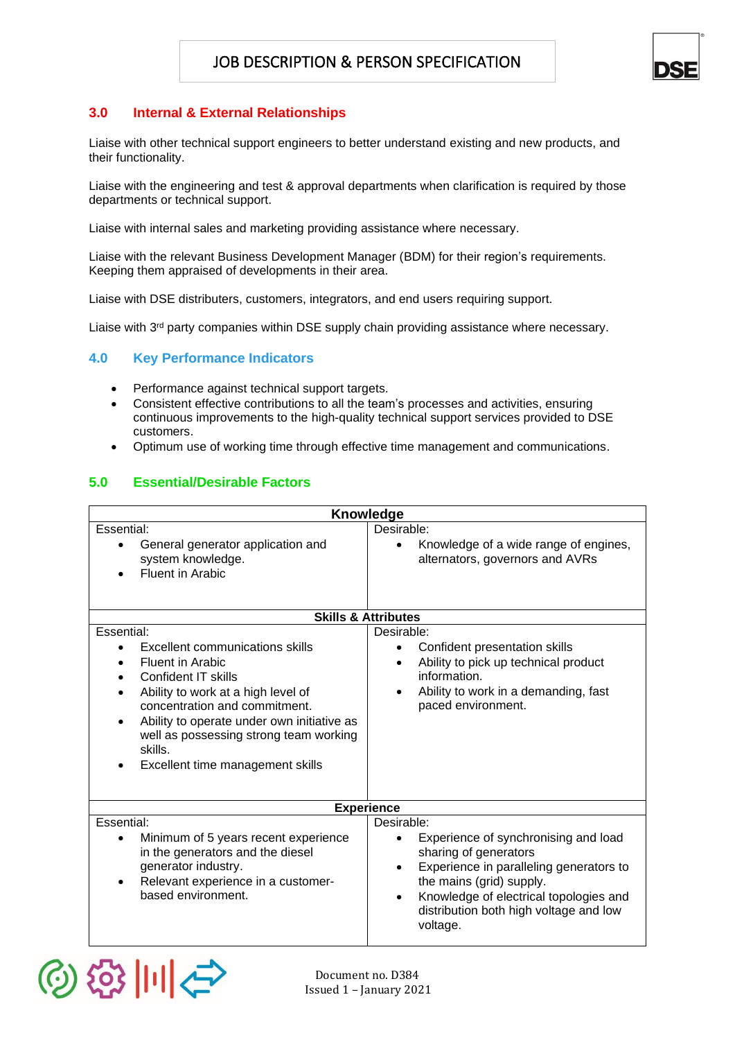## 3.0 Internal & External Relationships

Liaise with other technical support engineers to better understand existing and new products, and their functionality.

Liaise with the engineering and test & approval departments when clarification is required by those departments or technical support.

Liaise with internal sales and marketing providing assistance where necessary.

Liaise with the relevant Business Development Manager (BDM) for their region's requirements. Keeping them appraised of developments in their area.

Liaise with DSE distributors, customers, integrators, and end users requiring support.

Liaise with 3rd party companies within DSE supply chain providing assistance where necessary.

## 4.0 Key Performance Indicators

- Performance against technical support targets.
- Consistent effective contributions to all the team's processes and activities, ensuring continuous improvements to the high-quality technical support services provided to DSE customers.
- Optimum use of working time through effective time management and communications.

## 5.0 Essential/Desirable Factors

| **Knowledge** | |
|---|---|
| Essential:<br>• General generator application and system knowledge.<br>• Fluent in Arabic | Desirable:<br>• Knowledge of a wide range of engines, alternators, governors and AVRs |
| **Skills & Attributes** | |
| Essential:<br>• Excellent communications skills<br>• Fluent in Arabic<br>• Confident IT skills<br>• Ability to work at a high level of concentration and commitment.<br>• Ability to operate under own initiative as well as possessing strong team working skills.<br>• Excellent time management skills | Desirable:<br>• Confident presentation skills<br>• Ability to pick up technical product information.<br>• Ability to work in a demanding, fast paced environment. |
| **Experience** | |
| Essential:<br>• Minimum of 5 years recent experience in the generators and the diesel generator industry.<br>• Relevant experience in a customer-based environment. | Desirable:<br>• Experience of synchronising and load sharing of generators<br>• Experience in paralleling generators to the mains (grid) supply.<br>• Knowledge of electrical topologies and distribution both high voltage and low voltage. |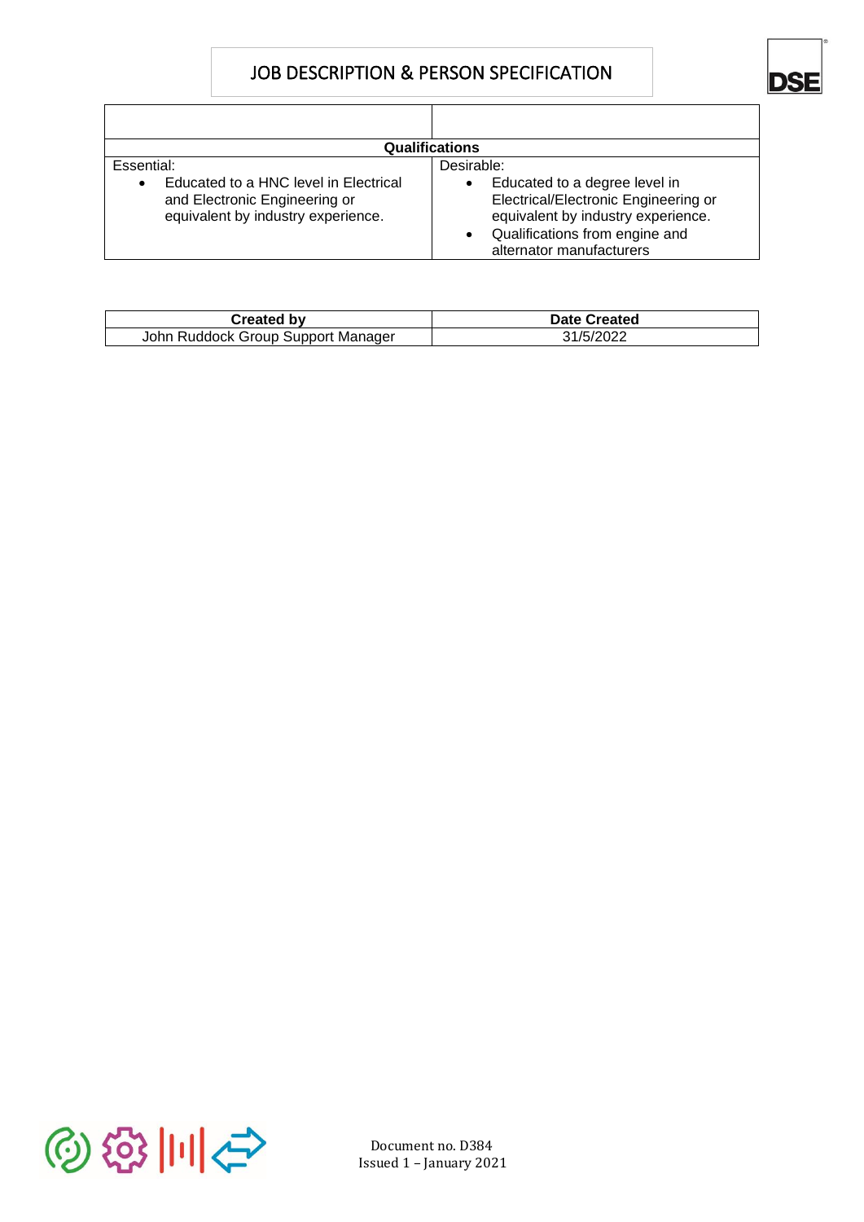| | |
|---|---|
| **Qualifications** | |
| Essential:<br>• Educated to a HNC level in Electrical and Electronic Engineering or equivalent by industry experience. | Desirable:<br>• Educated to a degree level in Electrical/Electronic Engineering or equivalent by industry experience.<br>• Qualifications from engine and alternator manufacturers |

| Created by | Date Created |
|---|---|
| John Ruddock Group Support Manager | 31/5/2022 |